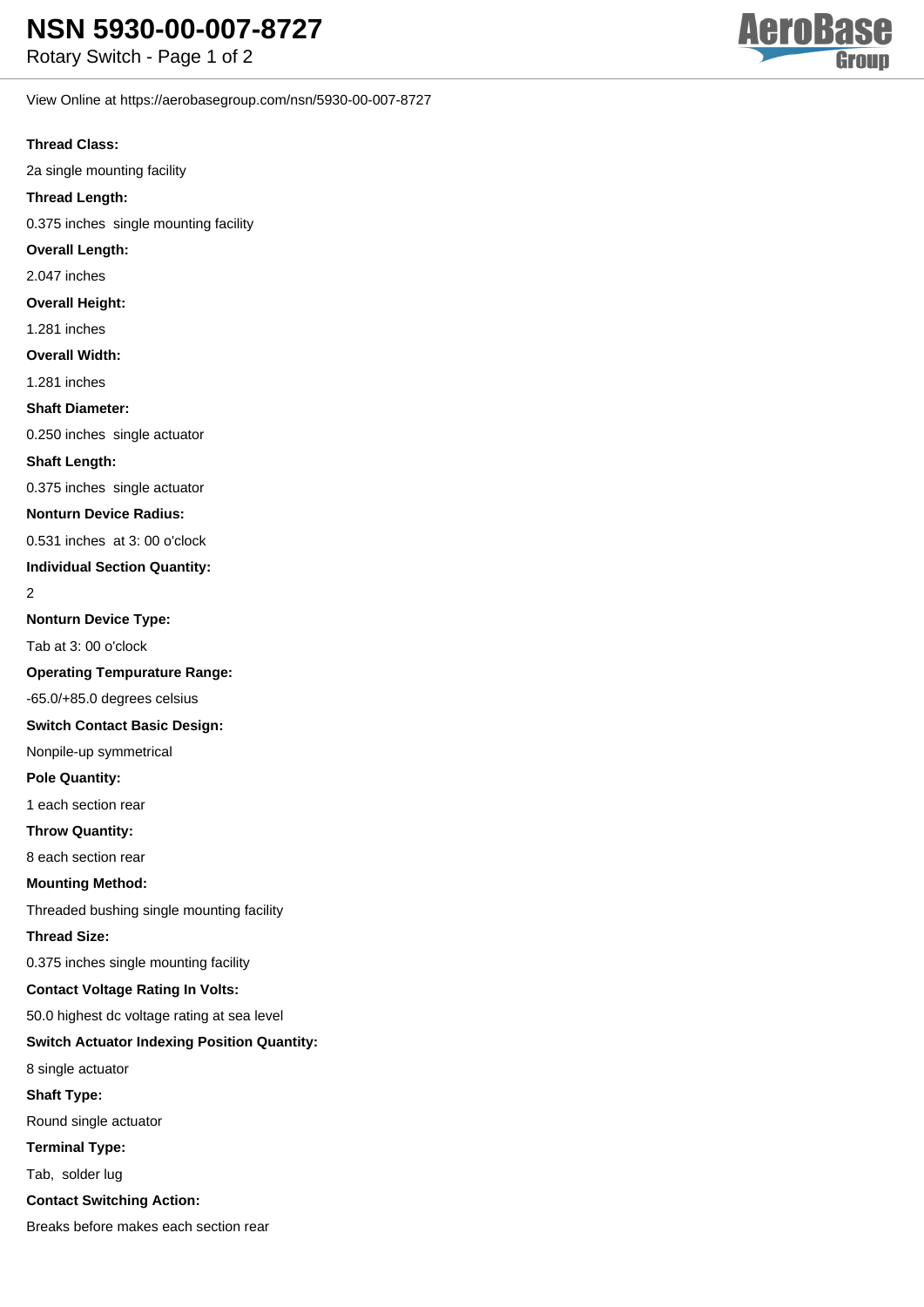# NSN 5930-00-007-8727

Rotary Switch - Page 1 of 2

View Online at https://aerobasegroup.com/nsn/5930-00-007-8727

**Thread Class:**

2a single mounting facility

**Thread Length:**

0.375 inches single mounting facility

**Overall Length:**

2.047 inches

**Overall Height:**

1.281 inches

**Overall Width:**

1.281 inches

**Shaft Diameter:**

0.250 inches single actuator

**Shaft Length:**

0.375 inches single actuator

**Nonturn Device Radius:**

0.531 inches at 3: 00 o'clock

**Individual Section Quantity:**

2

**Nonturn Device Type:**

Tab at 3: 00 o'clock

**Operating Tempurature Range:**

-65.0/+85.0 degrees celsius

**Switch Contact Basic Design:**

Nonpile-up symmetrical

**Pole Quantity:**

1 each section rear

**Throw Quantity:**

8 each section rear

**Mounting Method:**

Threaded bushing single mounting facility

**Thread Size:**

0.375 inches single mounting facility

**Contact Voltage Rating In Volts:**

50.0 highest dc voltage rating at sea level

**Switch Actuator Indexing Position Quantity:**

8 single actuator

**Shaft Type:**

Round single actuator

**Terminal Type:**

Tab, solder lug

**Contact Switching Action:**

Breaks before makes each section rear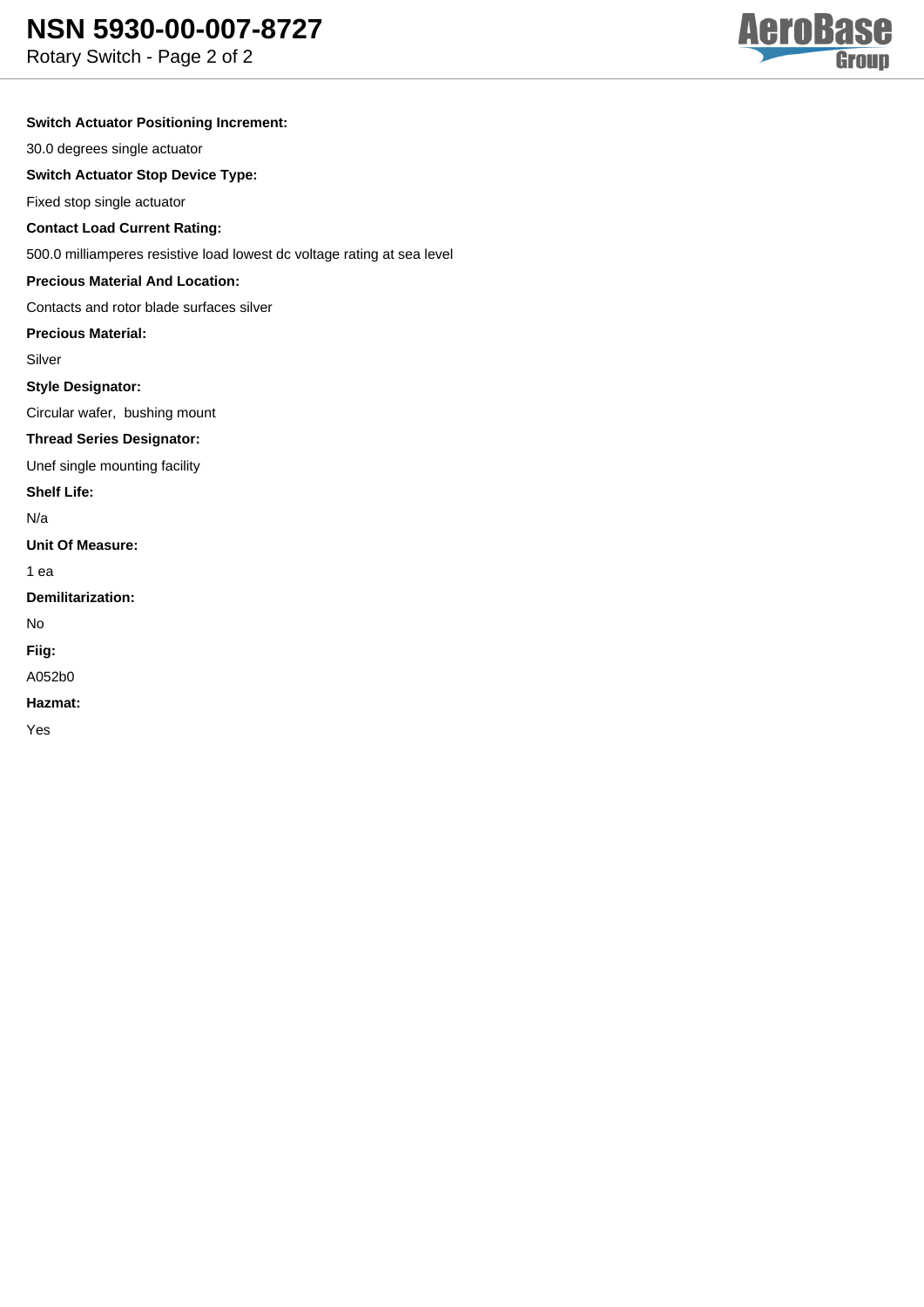**Switch Actuator Positioning Increment:**

30.0 degrees single actuator

**Switch Actuator Stop Device Type:**

Fixed stop single actuator

**Contact Load Current Rating:**

500.0 milliamperes resistive load lowest dc voltage rating at sea level

**Precious Material And Location:**

Contacts and rotor blade surfaces silver

**Precious Material:**

Silver

**Style Designator:**

Circular wafer,  bushing mount

**Thread Series Designator:**

Unef single mounting facility

**Shelf Life:**

N/a

**Unit Of Measure:**

1 ea

**Demilitarization:**

No

**Fiig:**

A052b0

**Hazmat:**

Yes